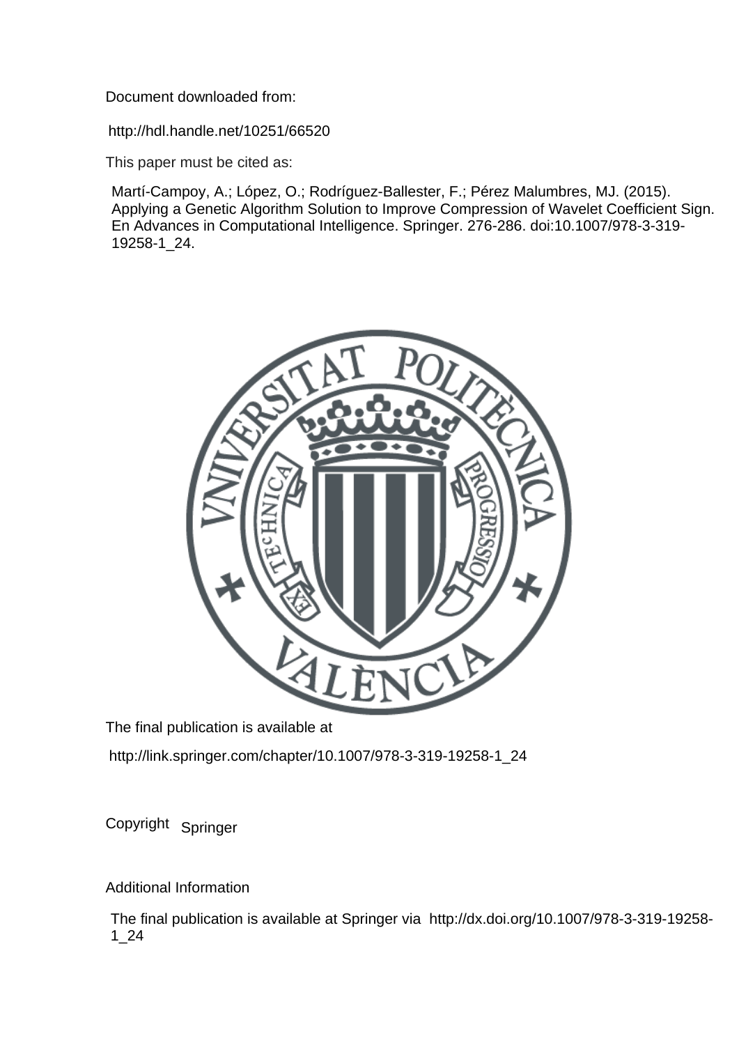Document downloaded from:

http://hdl.handle.net/10251/66520

This paper must be cited as:

Martí-Campoy, A.; López, O.; Rodríguez-Ballester, F.; Pérez Malumbres, MJ. (2015). Applying a Genetic Algorithm Solution to Improve Compression of Wavelet Coefficient Sign. En Advances in Computational Intelligence. Springer. 276-286. doi:10.1007/978-3-319-19258-1_24.

The final publication is available at

http://link.springer.com/chapter/10.1007/978-3-319-19258-1_24

Copyright Springer

Additional Information

The final publication is available at Springer via http://dx.doi.org/10.1007/978-3-319-19258-1_24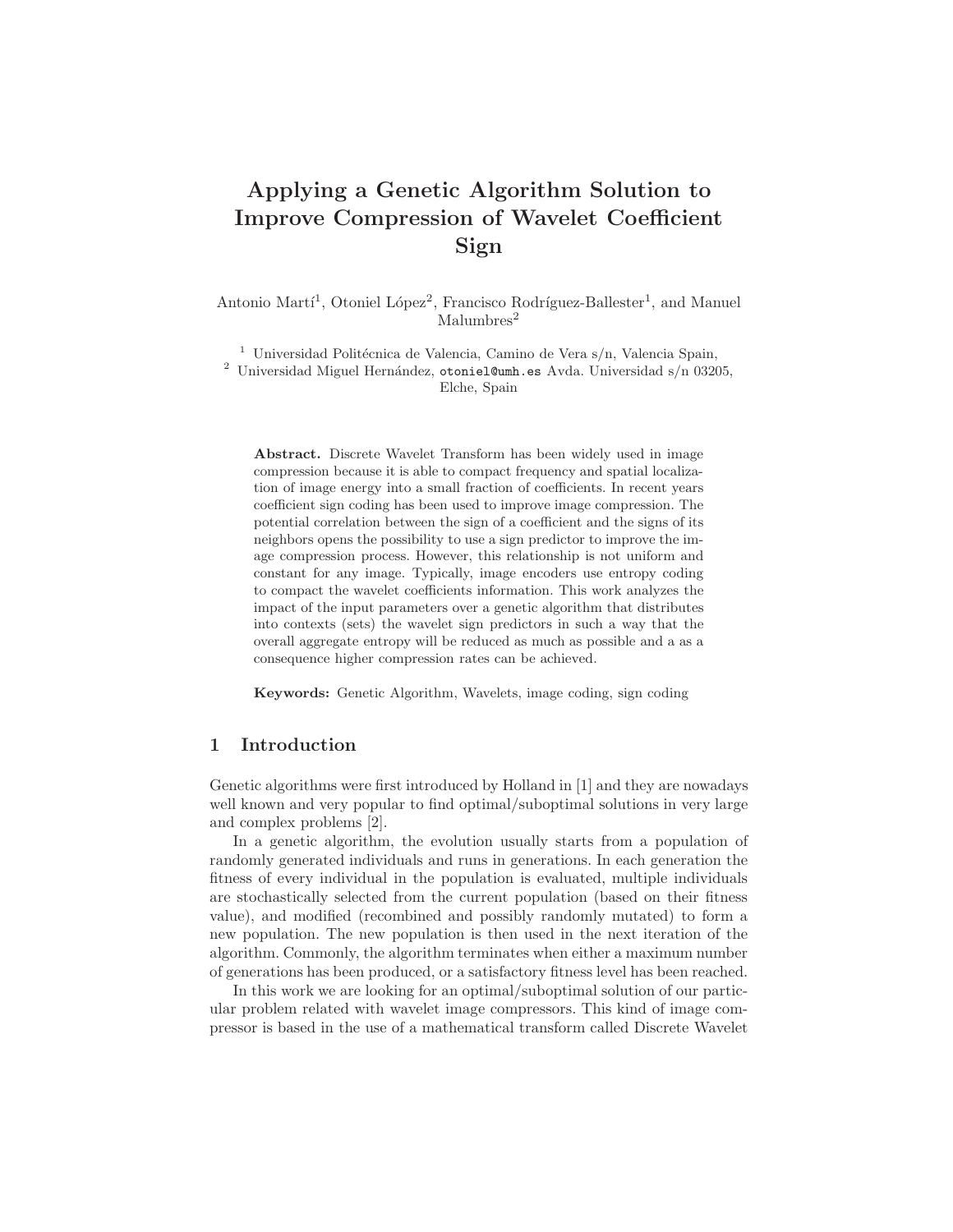# Applying a Genetic Algorithm Solution to Improve Compression of Wavelet Coefficient Sign

Antonio Martí[1], Otoniel López[2], Francisco Rodríguez-Ballester[1], and Manuel Malumbres[2]

[1] Universidad Politécnica de Valencia, Camino de Vera s/n, Valencia Spain,
[2] Universidad Miguel Hernández, otoniel@umh.es Avda. Universidad s/n 03205, Elche, Spain

**Abstract.** Discrete Wavelet Transform has been widely used in image compression because it is able to compact frequency and spatial localization of image energy into a small fraction of coefficients. In recent years coefficient sign coding has been used to improve image compression. The potential correlation between the sign of a coefficient and the signs of its neighbors opens the possibility to use a sign predictor to improve the image compression process. However, this relationship is not uniform and constant for any image. Typically, image encoders use entropy coding to compact the wavelet coefficients information. This work analyzes the impact of the input parameters over a genetic algorithm that distributes into contexts (sets) the wavelet sign predictors in such a way that the overall aggregate entropy will be reduced as much as possible and a as a consequence higher compression rates can be achieved.

**Keywords:** Genetic Algorithm, Wavelets, image coding, sign coding

## 1 Introduction

Genetic algorithms were first introduced by Holland in [1] and they are nowadays well known and very popular to find optimal/suboptimal solutions in very large and complex problems [2].

In a genetic algorithm, the evolution usually starts from a population of randomly generated individuals and runs in generations. In each generation the fitness of every individual in the population is evaluated, multiple individuals are stochastically selected from the current population (based on their fitness value), and modified (recombined and possibly randomly mutated) to form a new population. The new population is then used in the next iteration of the algorithm. Commonly, the algorithm terminates when either a maximum number of generations has been produced, or a satisfactory fitness level has been reached.

In this work we are looking for an optimal/suboptimal solution of our particular problem related with wavelet image compressors. This kind of image compressor is based in the use of a mathematical transform called Discrete Wavelet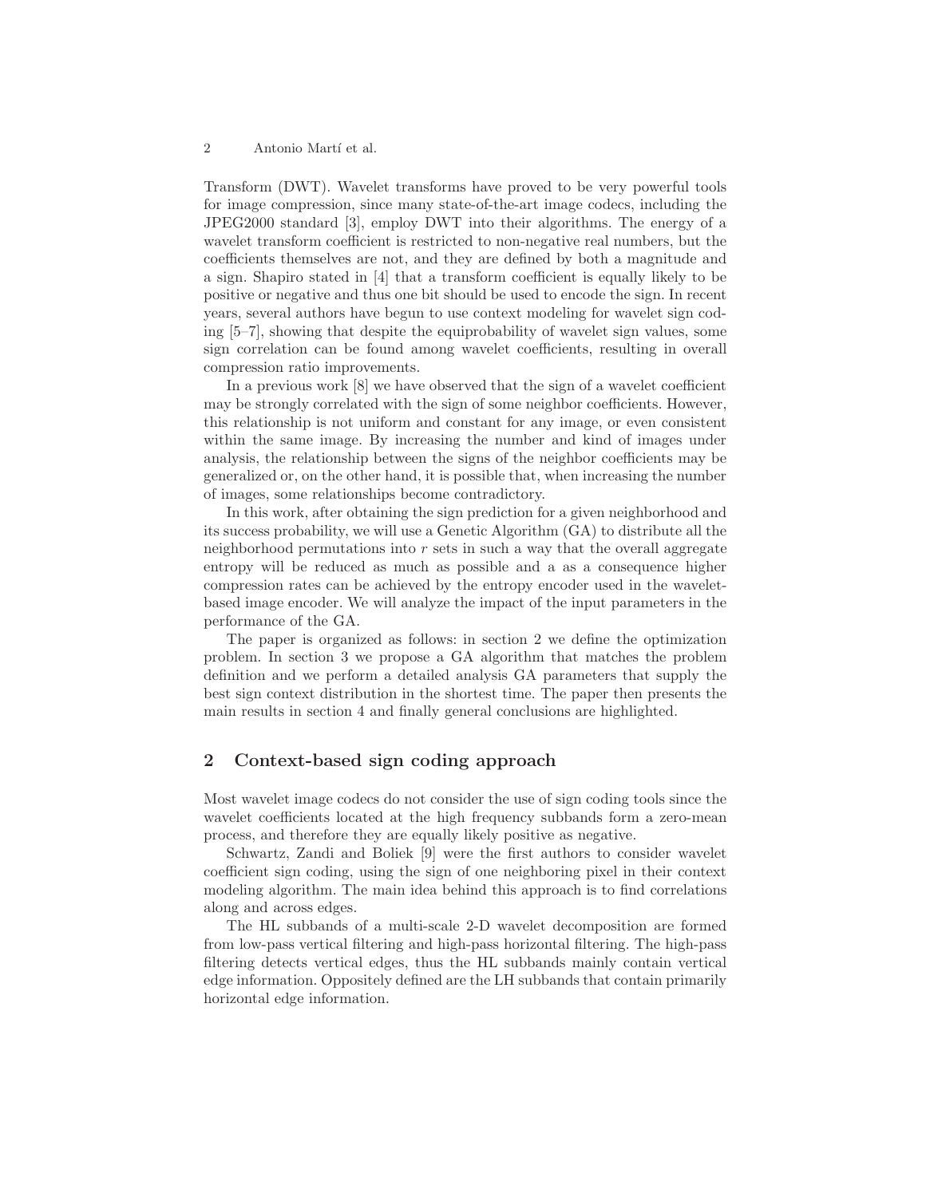Transform (DWT). Wavelet transforms have proved to be very powerful tools for image compression, since many state-of-the-art image codecs, including the JPEG2000 standard [3], employ DWT into their algorithms. The energy of a wavelet transform coefficient is restricted to non-negative real numbers, but the coefficients themselves are not, and they are defined by both a magnitude and a sign. Shapiro stated in [4] that a transform coefficient is equally likely to be positive or negative and thus one bit should be used to encode the sign. In recent years, several authors have begun to use context modeling for wavelet sign coding [5–7], showing that despite the equiprobability of wavelet sign values, some sign correlation can be found among wavelet coefficients, resulting in overall compression ratio improvements.

In a previous work [8] we have observed that the sign of a wavelet coefficient may be strongly correlated with the sign of some neighbor coefficients. However, this relationship is not uniform and constant for any image, or even consistent within the same image. By increasing the number and kind of images under analysis, the relationship between the signs of the neighbor coefficients may be generalized or, on the other hand, it is possible that, when increasing the number of images, some relationships become contradictory.

In this work, after obtaining the sign prediction for a given neighborhood and its success probability, we will use a Genetic Algorithm (GA) to distribute all the neighborhood permutations into $r$ sets in such a way that the overall aggregate entropy will be reduced as much as possible and a as a consequence higher compression rates can be achieved by the entropy encoder used in the wavelet-based image encoder. We will analyze the impact of the input parameters in the performance of the GA.

The paper is organized as follows: in section 2 we define the optimization problem. In section 3 we propose a GA algorithm that matches the problem definition and we perform a detailed analysis GA parameters that supply the best sign context distribution in the shortest time. The paper then presents the main results in section 4 and finally general conclusions are highlighted.

## 2 Context-based sign coding approach

Most wavelet image codecs do not consider the use of sign coding tools since the wavelet coefficients located at the high frequency subbands form a zero-mean process, and therefore they are equally likely positive as negative.

Schwartz, Zandi and Boliek [9] were the first authors to consider wavelet coefficient sign coding, using the sign of one neighboring pixel in their context modeling algorithm. The main idea behind this approach is to find correlations along and across edges.

The HL subbands of a multi-scale 2-D wavelet decomposition are formed from low-pass vertical filtering and high-pass horizontal filtering. The high-pass filtering detects vertical edges, thus the HL subbands mainly contain vertical edge information. Oppositely defined are the LH subbands that contain primarily horizontal edge information.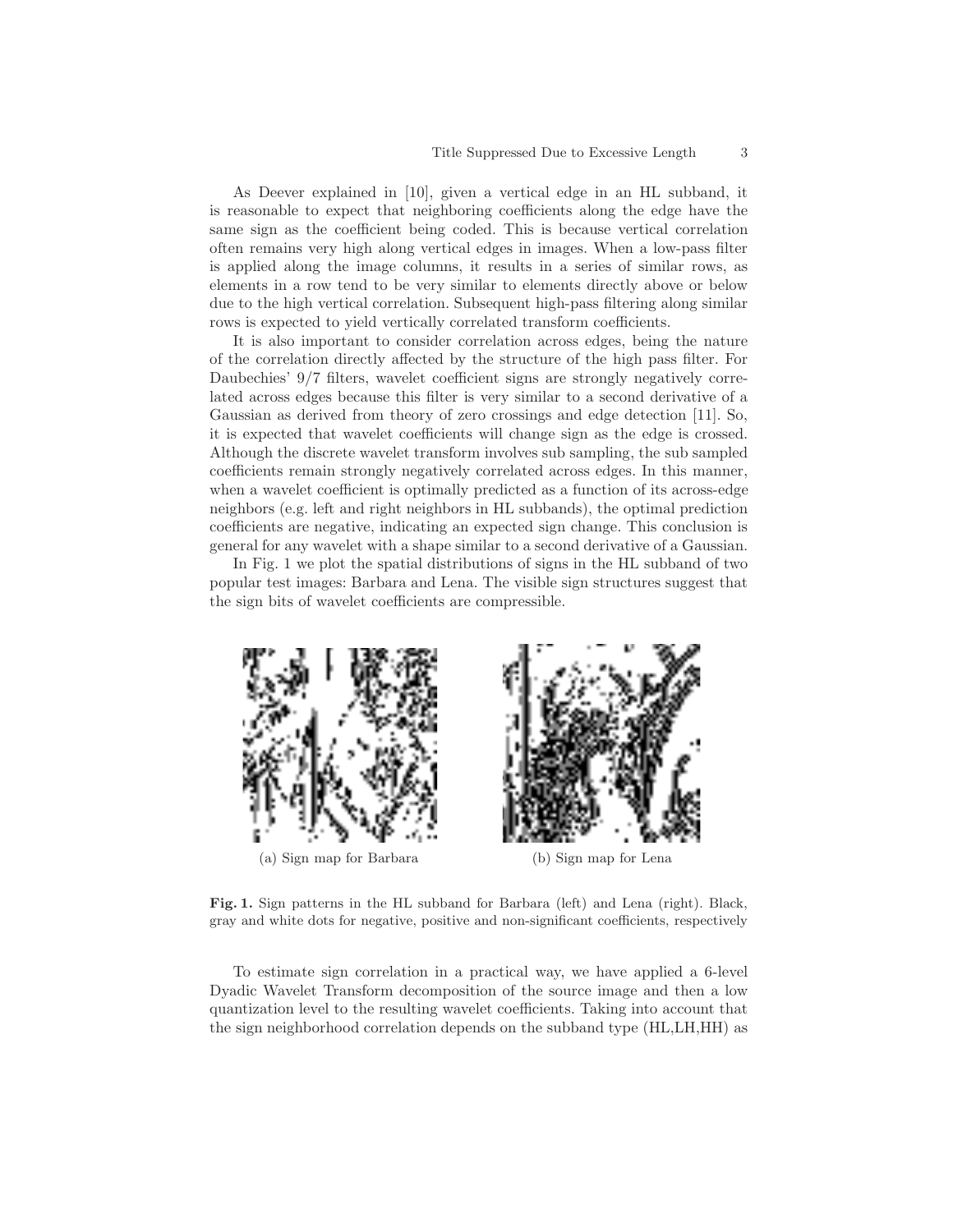As Deever explained in [10], given a vertical edge in an HL subband, it is reasonable to expect that neighboring coefficients along the edge have the same sign as the coefficient being coded. This is because vertical correlation often remains very high along vertical edges in images. When a low-pass filter is applied along the image columns, it results in a series of similar rows, as elements in a row tend to be very similar to elements directly above or below due to the high vertical correlation. Subsequent high-pass filtering along similar rows is expected to yield vertically correlated transform coefficients.

It is also important to consider correlation across edges, being the nature of the correlation directly affected by the structure of the high pass filter. For Daubechies' 9/7 filters, wavelet coefficient signs are strongly negatively correlated across edges because this filter is very similar to a second derivative of a Gaussian as derived from theory of zero crossings and edge detection [11]. So, it is expected that wavelet coefficients will change sign as the edge is crossed. Although the discrete wavelet transform involves sub sampling, the sub sampled coefficients remain strongly negatively correlated across edges. In this manner, when a wavelet coefficient is optimally predicted as a function of its across-edge neighbors (e.g. left and right neighbors in HL subbands), the optimal prediction coefficients are negative, indicating an expected sign change. This conclusion is general for any wavelet with a shape similar to a second derivative of a Gaussian.

In Fig. 1 we plot the spatial distributions of signs in the HL subband of two popular test images: Barbara and Lena. The visible sign structures suggest that the sign bits of wavelet coefficients are compressible.

(a) Sign map for Barbara

(b) Sign map for Lena

**Fig. 1.** Sign patterns in the HL subband for Barbara (left) and Lena (right). Black, gray and white dots for negative, positive and non-significant coefficients, respectively

To estimate sign correlation in a practical way, we have applied a 6-level Dyadic Wavelet Transform decomposition of the source image and then a low quantization level to the resulting wavelet coefficients. Taking into account that the sign neighborhood correlation depends on the subband type (HL,LH,HH) as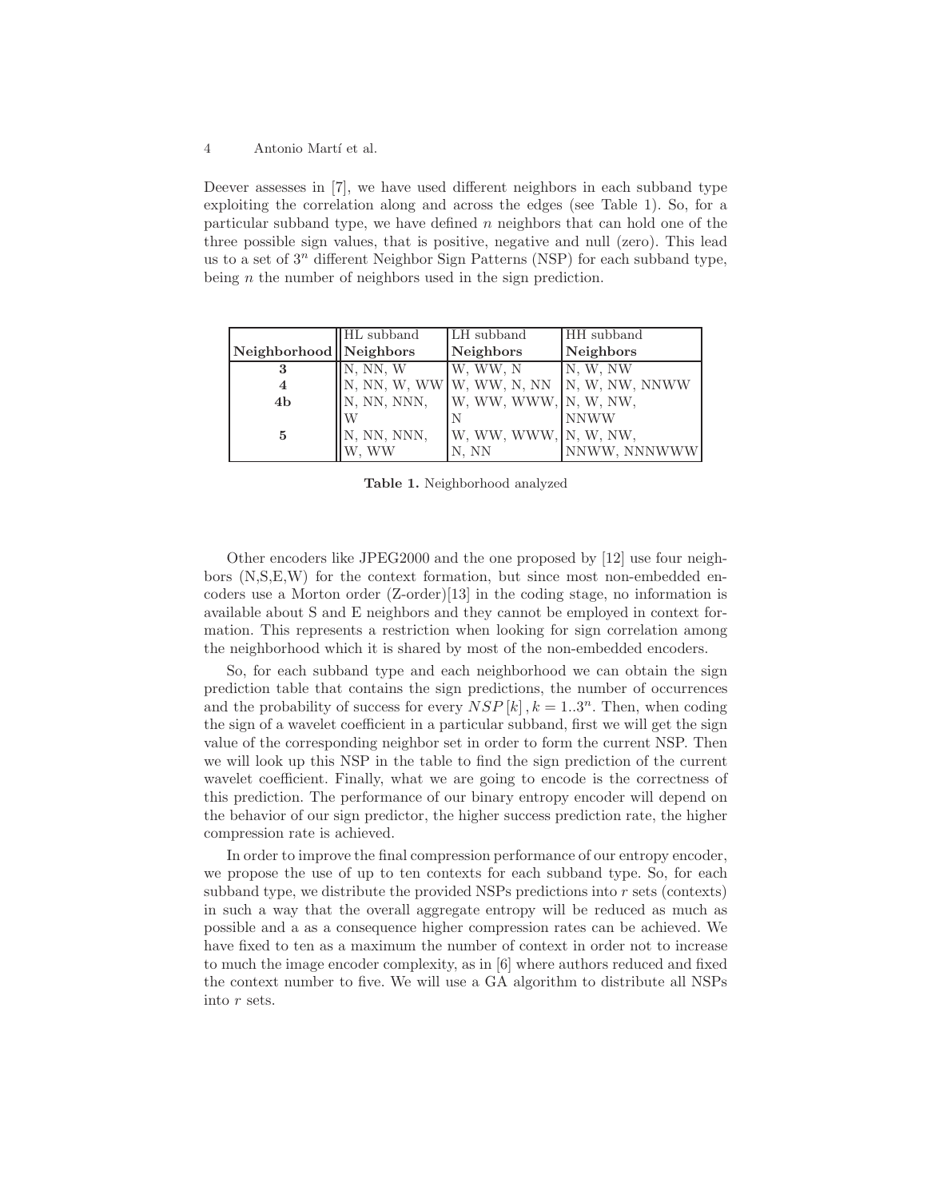Deever assesses in [7], we have used different neighbors in each subband type exploiting the correlation along and across the edges (see Table 1). So, for a particular subband type, we have defined $n$ neighbors that can hold one of the three possible sign values, that is positive, negative and null (zero). This lead us to a set of $3^n$ different Neighbor Sign Patterns (NSP) for each subband type, being $n$ the number of neighbors used in the sign prediction.

| Neighborhood | HL subband<br>**Neighbors** | LH subband<br>**Neighbors** | HH subband<br>**Neighbors** |
|---|---|---|---|
| **3** | N, NN, W | W, WW, N | N, W, NW |
| **4** | N, NN, W, WW | W, WW, N, NN | N, W, NW, NNWW |
| **4b** | N, NN, NNN, W | W, WW, WWW, N | N, W, NW, NNWW |
| **5** | N, NN, NNN, W, WW | W, WW, WWW, N, NN | N, W, NW, NNWW, NNNWWW |

**Table 1.** Neighborhood analyzed

Other encoders like JPEG2000 and the one proposed by [12] use four neighbors (N,S,E,W) for the context formation, but since most non-embedded encoders use a Morton order (Z-order)[13] in the coding stage, no information is available about S and E neighbors and they cannot be employed in context formation. This represents a restriction when looking for sign correlation among the neighborhood which it is shared by most of the non-embedded encoders.

So, for each subband type and each neighborhood we can obtain the sign prediction table that contains the sign predictions, the number of occurrences and the probability of success for every $NSP[k], k = 1..3^n$. Then, when coding the sign of a wavelet coefficient in a particular subband, first we will get the sign value of the corresponding neighbor set in order to form the current NSP. Then we will look up this NSP in the table to find the sign prediction of the current wavelet coefficient. Finally, what we are going to encode is the correctness of this prediction. The performance of our binary entropy encoder will depend on the behavior of our sign predictor, the higher success prediction rate, the higher compression rate is achieved.

In order to improve the final compression performance of our entropy encoder, we propose the use of up to ten contexts for each subband type. So, for each subband type, we distribute the provided NSPs predictions into $r$ sets (contexts) in such a way that the overall aggregate entropy will be reduced as much as possible and a as a consequence higher compression rates can be achieved. We have fixed to ten as a maximum the number of context in order not to increase to much the image encoder complexity, as in [6] where authors reduced and fixed the context number to five. We will use a GA algorithm to distribute all NSPs into $r$ sets.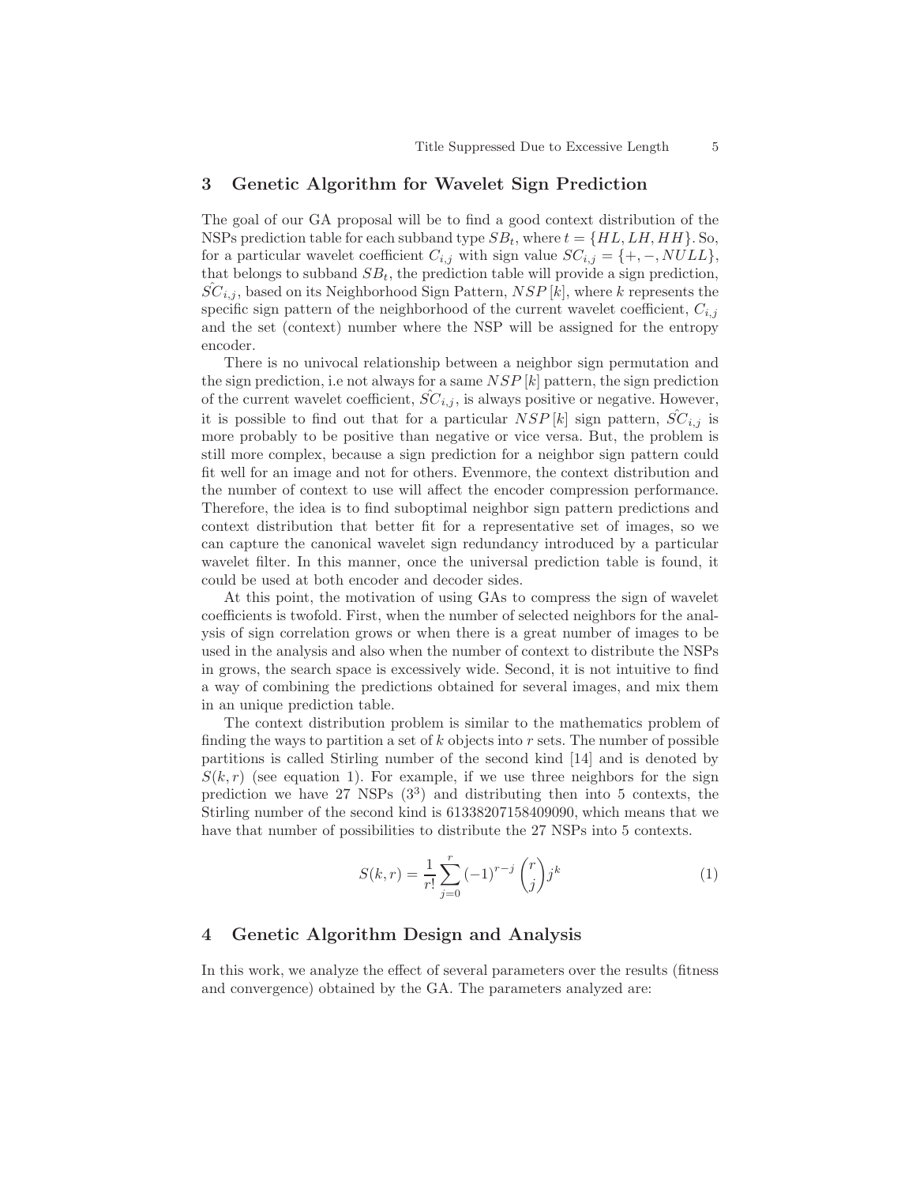## 3 Genetic Algorithm for Wavelet Sign Prediction

The goal of our GA proposal will be to find a good context distribution of the NSPs prediction table for each subband type $SB_t$, where $t = \{HL, LH, HH\}$. So, for a particular wavelet coefficient $C_{i,j}$ with sign value $SC_{i,j} = \{+, -, NULL\}$, that belongs to subband $SB_t$, the prediction table will provide a sign prediction, $\hat{SC}_{i,j}$, based on its Neighborhood Sign Pattern, $NSP[k]$, where $k$ represents the specific sign pattern of the neighborhood of the current wavelet coefficient, $C_{i,j}$ and the set (context) number where the NSP will be assigned for the entropy encoder.

There is no univocal relationship between a neighbor sign permutation and the sign prediction, i.e not always for a same $NSP[k]$ pattern, the sign prediction of the current wavelet coefficient, $\hat{SC}_{i,j}$, is always positive or negative. However, it is possible to find out that for a particular $NSP[k]$ sign pattern, $\hat{SC}_{i,j}$ is more probably to be positive than negative or vice versa. But, the problem is still more complex, because a sign prediction for a neighbor sign pattern could fit well for an image and not for others. Evenmore, the context distribution and the number of context to use will affect the encoder compression performance. Therefore, the idea is to find suboptimal neighbor sign pattern predictions and context distribution that better fit for a representative set of images, so we can capture the canonical wavelet sign redundancy introduced by a particular wavelet filter. In this manner, once the universal prediction table is found, it could be used at both encoder and decoder sides.

At this point, the motivation of using GAs to compress the sign of wavelet coefficients is twofold. First, when the number of selected neighbors for the analysis of sign correlation grows or when there is a great number of images to be used in the analysis and also when the number of context to distribute the NSPs in grows, the search space is excessively wide. Second, it is not intuitive to find a way of combining the predictions obtained for several images, and mix them in an unique prediction table.

The context distribution problem is similar to the mathematics problem of finding the ways to partition a set of $k$ objects into $r$ sets. The number of possible partitions is called Stirling number of the second kind [14] and is denoted by $S(k, r)$ (see equation 1). For example, if we use three neighbors for the sign prediction we have 27 NSPs ($3^3$) and distributing then into 5 contexts, the Stirling number of the second kind is 61338207158409090, which means that we have that number of possibilities to distribute the 27 NSPs into 5 contexts.

$$S(k,r) = \frac{1}{r!} \sum_{j=0}^{r} (-1)^{r-j} \binom{r}{j} j^k \tag{1}$$

## 4 Genetic Algorithm Design and Analysis

In this work, we analyze the effect of several parameters over the results (fitness and convergence) obtained by the GA. The parameters analyzed are: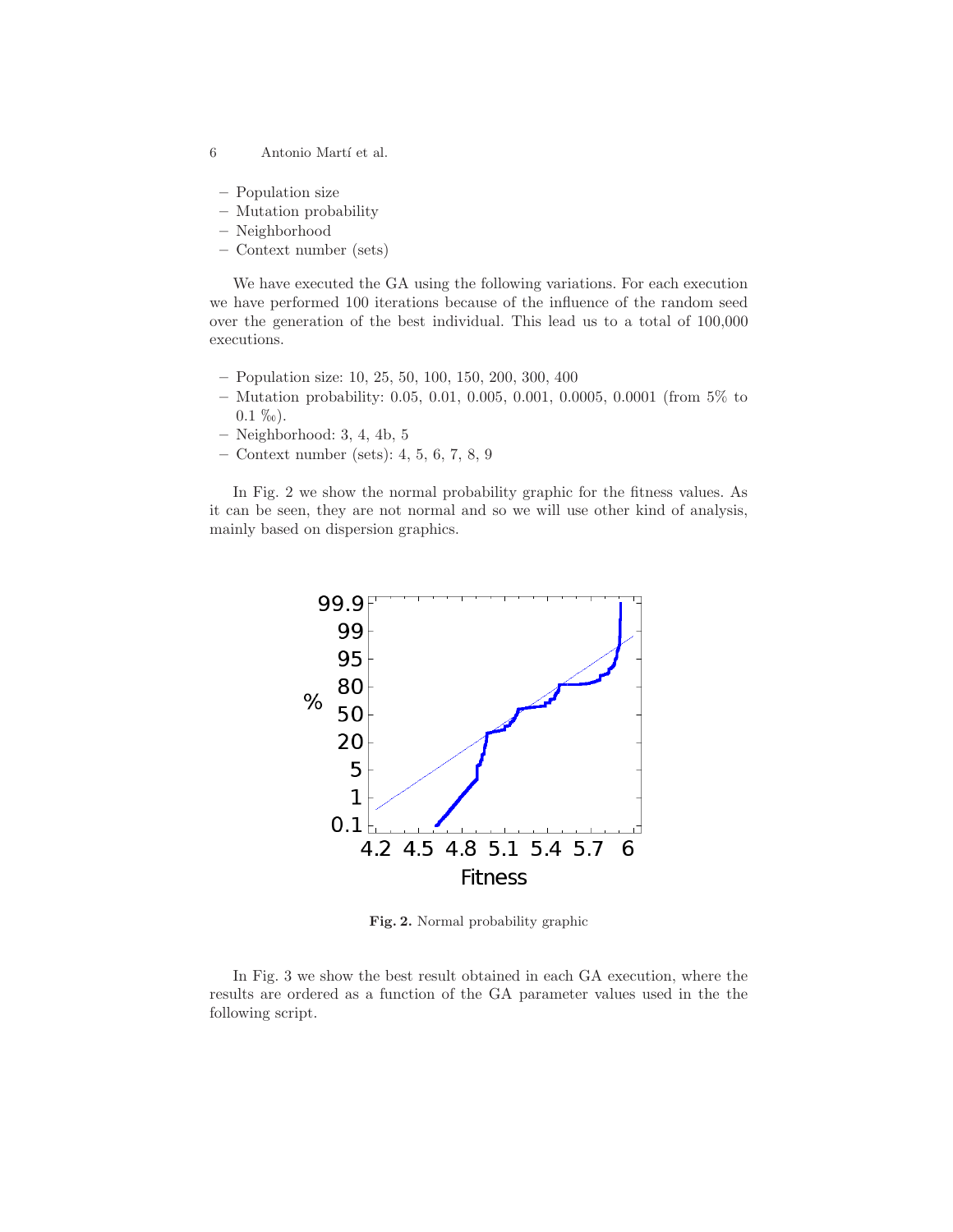- Population size
- Mutation probability
- Neighborhood
- Context number (sets)

We have executed the GA using the following variations. For each execution we have performed 100 iterations because of the influence of the random seed over the generation of the best individual. This lead us to a total of 100,000 executions.

- Population size: 10, 25, 50, 100, 150, 200, 300, 400
- Mutation probability: 0.05, 0.01, 0.005, 0.001, 0.0005, 0.0001 (from 5% to 0.1 ‰).
- Neighborhood: 3, 4, 4b, 5
- Context number (sets): 4, 5, 6, 7, 8, 9

In Fig. 2 we show the normal probability graphic for the fitness values. As it can be seen, they are not normal and so we will use other kind of analysis, mainly based on dispersion graphics.

**Fig. 2.** Normal probability graphic

In Fig. 3 we show the best result obtained in each GA execution, where the results are ordered as a function of the GA parameter values used in the the following script.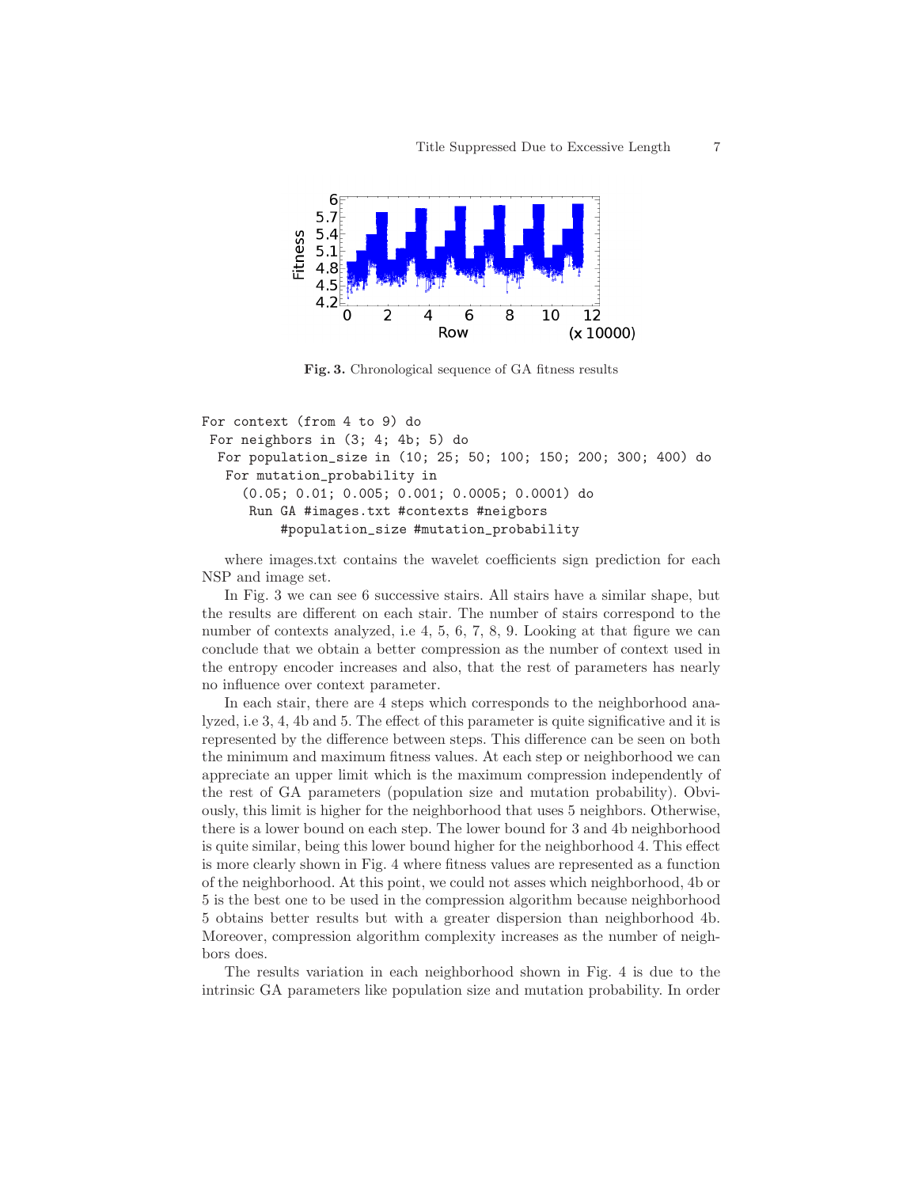Fig. 3. Chronological sequence of GA fitness results

```
For context (from 4 to 9) do
 For neighbors in (3; 4; 4b; 5) do
  For population_size in (10; 25; 50; 100; 150; 200; 300; 400) do
   For mutation_probability in
     (0.05; 0.01; 0.005; 0.001; 0.0005; 0.0001) do
      Run GA #images.txt #contexts #neigbors
          #population_size #mutation_probability
```

where images.txt contains the wavelet coefficients sign prediction for each NSP and image set.

In Fig. 3 we can see 6 successive stairs. All stairs have a similar shape, but the results are different on each stair. The number of stairs correspond to the number of contexts analyzed, i.e 4, 5, 6, 7, 8, 9. Looking at that figure we can conclude that we obtain a better compression as the number of context used in the entropy encoder increases and also, that the rest of parameters has nearly no influence over context parameter.

In each stair, there are 4 steps which corresponds to the neighborhood analyzed, i.e 3, 4, 4b and 5. The effect of this parameter is quite significative and it is represented by the difference between steps. This difference can be seen on both the minimum and maximum fitness values. At each step or neighborhood we can appreciate an upper limit which is the maximum compression independently of the rest of GA parameters (population size and mutation probability). Obviously, this limit is higher for the neighborhood that uses 5 neighbors. Otherwise, there is a lower bound on each step. The lower bound for 3 and 4b neighborhood is quite similar, being this lower bound higher for the neighborhood 4. This effect is more clearly shown in Fig. 4 where fitness values are represented as a function of the neighborhood. At this point, we could not asses which neighborhood, 4b or 5 is the best one to be used in the compression algorithm because neighborhood 5 obtains better results but with a greater dispersion than neighborhood 4b. Moreover, compression algorithm complexity increases as the number of neighbors does.

The results variation in each neighborhood shown in Fig. 4 is due to the intrinsic GA parameters like population size and mutation probability. In order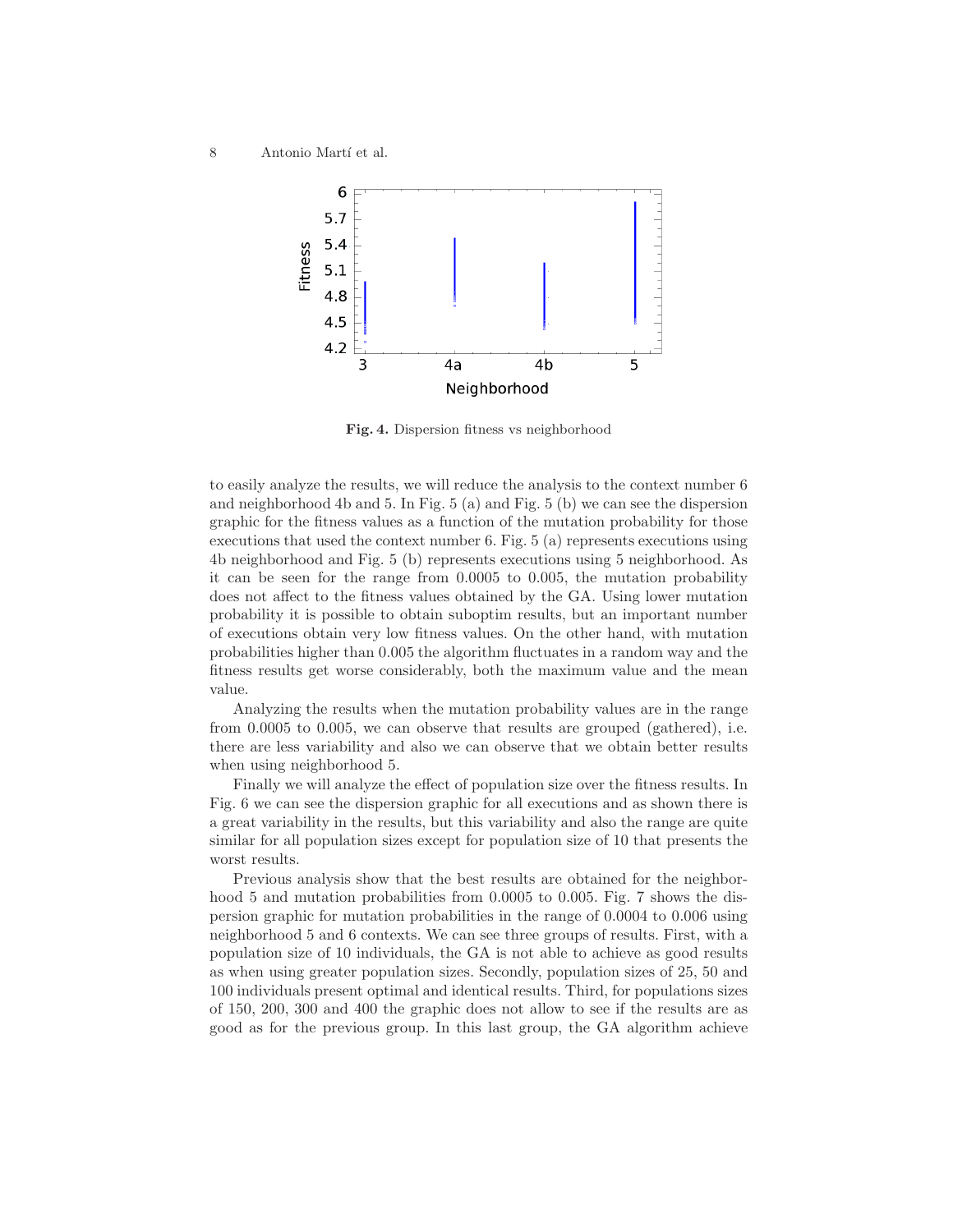Fig. 4. Dispersion fitness vs neighborhood

to easily analyze the results, we will reduce the analysis to the context number 6 and neighborhood 4b and 5. In Fig. 5 (a) and Fig. 5 (b) we can see the dispersion graphic for the fitness values as a function of the mutation probability for those executions that used the context number 6. Fig. 5 (a) represents executions using 4b neighborhood and Fig. 5 (b) represents executions using 5 neighborhood. As it can be seen for the range from 0.0005 to 0.005, the mutation probability does not affect to the fitness values obtained by the GA. Using lower mutation probability it is possible to obtain suboptim results, but an important number of executions obtain very low fitness values. On the other hand, with mutation probabilities higher than 0.005 the algorithm fluctuates in a random way and the fitness results get worse considerably, both the maximum value and the mean value.

Analyzing the results when the mutation probability values are in the range from 0.0005 to 0.005, we can observe that results are grouped (gathered), i.e. there are less variability and also we can observe that we obtain better results when using neighborhood 5.

Finally we will analyze the effect of population size over the fitness results. In Fig. 6 we can see the dispersion graphic for all executions and as shown there is a great variability in the results, but this variability and also the range are quite similar for all population sizes except for population size of 10 that presents the worst results.

Previous analysis show that the best results are obtained for the neighborhood 5 and mutation probabilities from 0.0005 to 0.005. Fig. 7 shows the dispersion graphic for mutation probabilities in the range of 0.0004 to 0.006 using neighborhood 5 and 6 contexts. We can see three groups of results. First, with a population size of 10 individuals, the GA is not able to achieve as good results as when using greater population sizes. Secondly, population sizes of 25, 50 and 100 individuals present optimal and identical results. Third, for populations sizes of 150, 200, 300 and 400 the graphic does not allow to see if the results are as good as for the previous group. In this last group, the GA algorithm achieve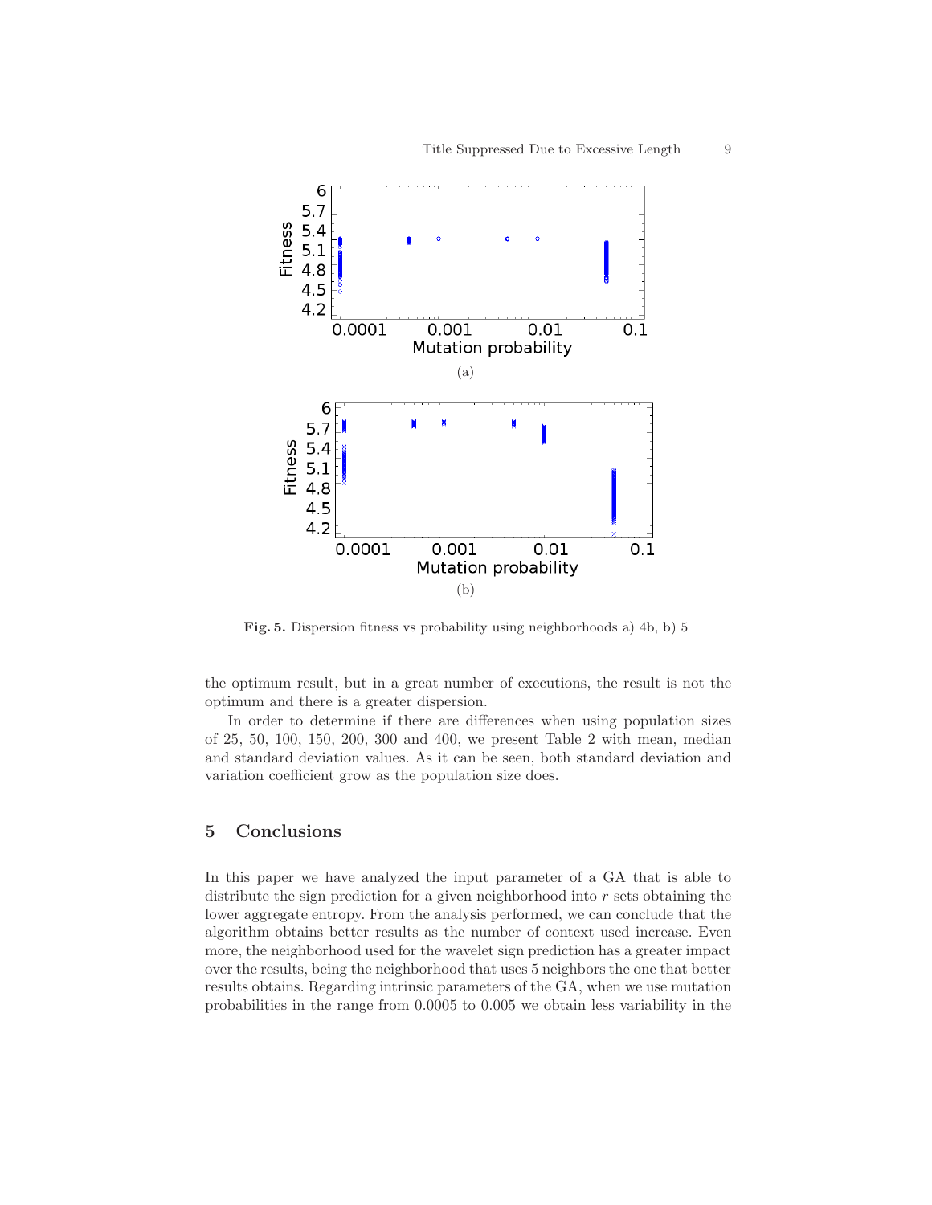Fig. 5. Dispersion fitness vs probability using neighborhoods a) 4b, b) 5

the optimum result, but in a great number of executions, the result is not the optimum and there is a greater dispersion.

In order to determine if there are differences when using population sizes of 25, 50, 100, 150, 200, 300 and 400, we present Table 2 with mean, median and standard deviation values. As it can be seen, both standard deviation and variation coefficient grow as the population size does.

## 5 Conclusions

In this paper we have analyzed the input parameter of a GA that is able to distribute the sign prediction for a given neighborhood into $r$ sets obtaining the lower aggregate entropy. From the analysis performed, we can conclude that the algorithm obtains better results as the number of context used increase. Even more, the neighborhood used for the wavelet sign prediction has a greater impact over the results, being the neighborhood that uses 5 neighbors the one that better results obtains. Regarding intrinsic parameters of the GA, when we use mutation probabilities in the range from 0.0005 to 0.005 we obtain less variability in the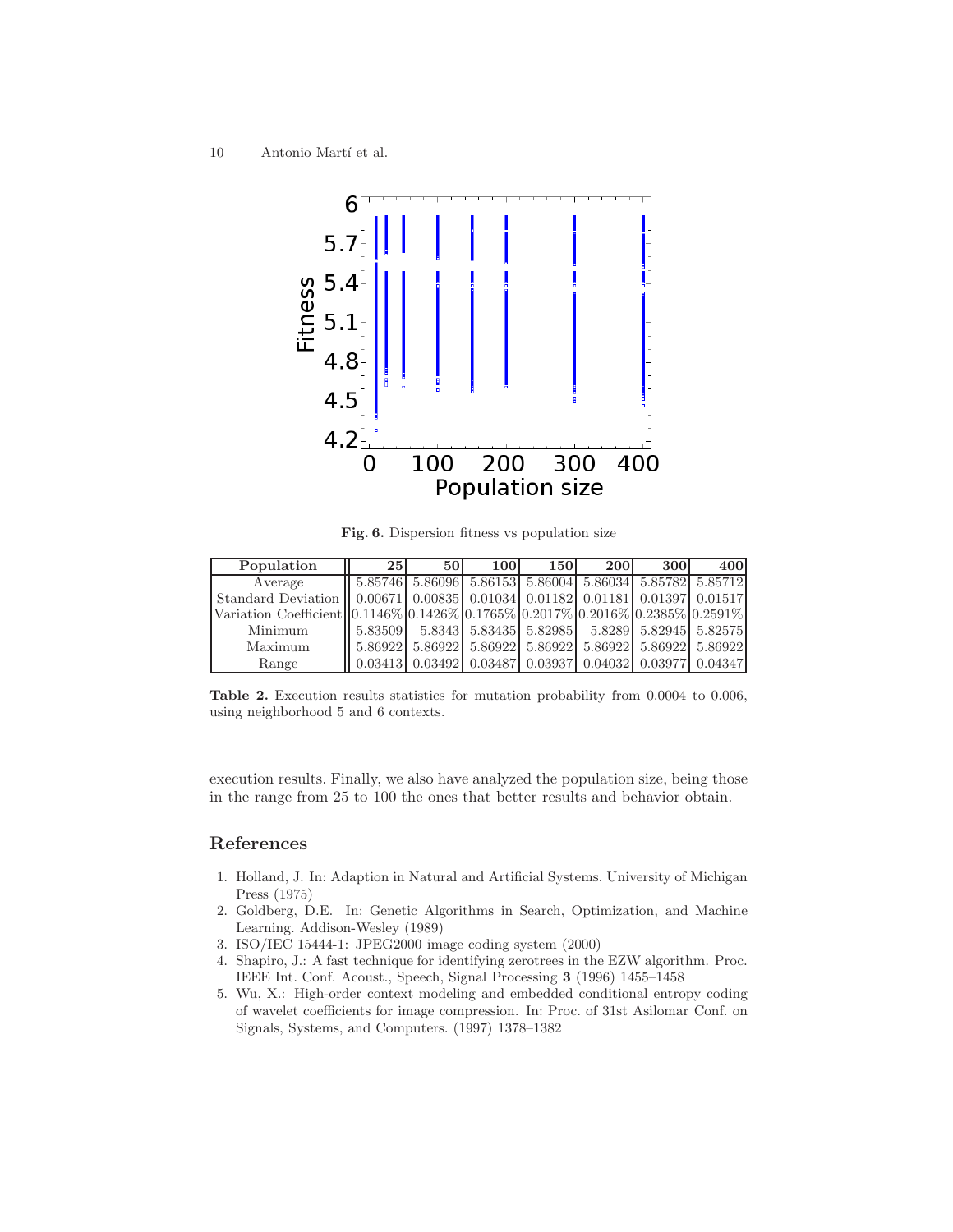**Fig. 6.** Dispersion fitness vs population size

| Population | 25 | 50 | 100 | 150 | 200 | 300 | 400 |
|---|---|---|---|---|---|---|---|
| Average | 5.85746 | 5.86096 | 5.86153 | 5.86004 | 5.86034 | 5.85782 | 5.85712 |
| Standard Deviation | 0.00671 | 0.00835 | 0.01034 | 0.01182 | 0.01181 | 0.01397 | 0.01517 |
| Variation Coefficient | 0.1146% | 0.1426% | 0.1765% | 0.2017% | 0.2016% | 0.2385% | 0.2591% |
| Minimum | 5.83509 | 5.8343 | 5.83435 | 5.82985 | 5.8289 | 5.82945 | 5.82575 |
| Maximum | 5.86922 | 5.86922 | 5.86922 | 5.86922 | 5.86922 | 5.86922 | 5.86922 |
| Range | 0.03413 | 0.03492 | 0.03487 | 0.03937 | 0.04032 | 0.03977 | 0.04347 |

**Table 2.** Execution results statistics for mutation probability from 0.0004 to 0.006, using neighborhood 5 and 6 contexts.

execution results. Finally, we also have analyzed the population size, being those in the range from 25 to 100 the ones that better results and behavior obtain.

## References

1. Holland, J. In: Adaption in Natural and Artificial Systems. University of Michigan Press (1975)
2. Goldberg, D.E. In: Genetic Algorithms in Search, Optimization, and Machine Learning. Addison-Wesley (1989)
3. ISO/IEC 15444-1: JPEG2000 image coding system (2000)
4. Shapiro, J.: A fast technique for identifying zerotrees in the EZW algorithm. Proc. IEEE Int. Conf. Acoust., Speech, Signal Processing **3** (1996) 1455–1458
5. Wu, X.: High-order context modeling and embedded conditional entropy coding of wavelet coefficients for image compression. In: Proc. of 31st Asilomar Conf. on Signals, Systems, and Computers. (1997) 1378–1382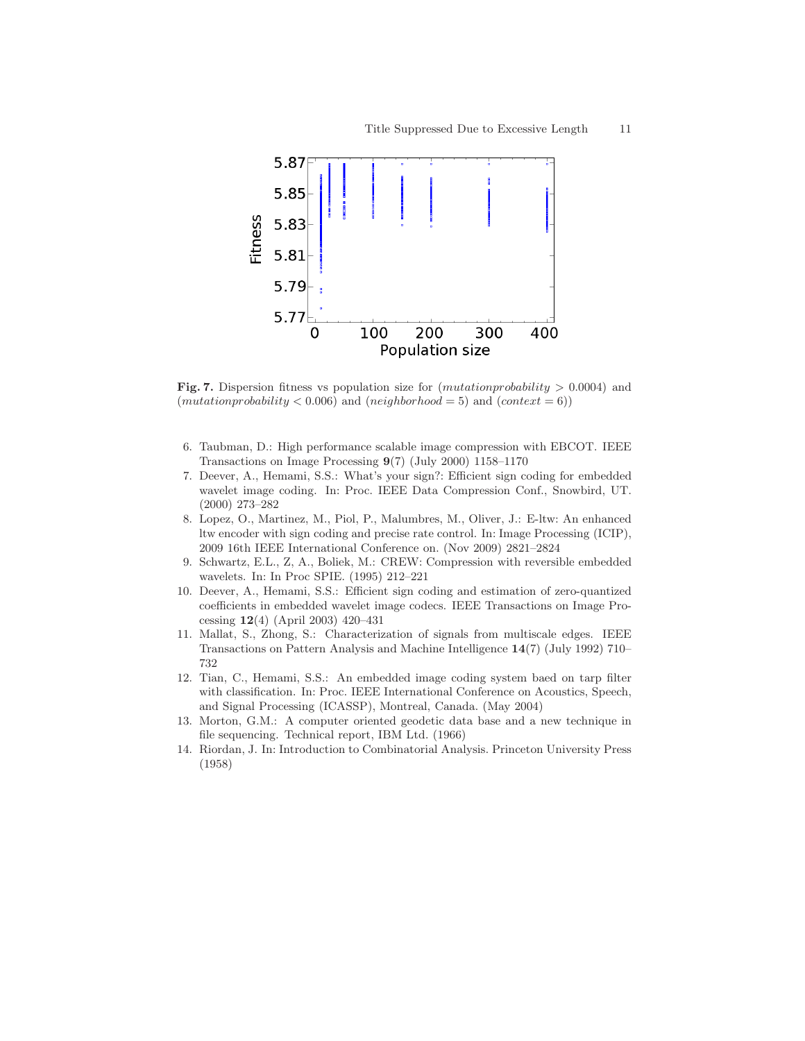5.87
5.85
5.83
5.81
5.79
5.77
Fitness
0
100
200
300
400
Population size

**Fig. 7.** Dispersion fitness vs population size for ($mutationprobability > 0.0004$) and ($mutationprobability < 0.006$) and ($neighborhood = 5$) and ($context = 6$))

6. Taubman, D.: High performance scalable image compression with EBCOT. IEEE Transactions on Image Processing **9**(7) (July 2000) 1158–1170
7. Deever, A., Hemami, S.S.: What's your sign?: Efficient sign coding for embedded wavelet image coding. In: Proc. IEEE Data Compression Conf., Snowbird, UT. (2000) 273–282
8. Lopez, O., Martinez, M., Piol, P., Malumbres, M., Oliver, J.: E-ltw: An enhanced ltw encoder with sign coding and precise rate control. In: Image Processing (ICIP), 2009 16th IEEE International Conference on. (Nov 2009) 2821–2824
9. Schwartz, E.L., Z, A., Boliek, M.: CREW: Compression with reversible embedded wavelets. In: In Proc SPIE. (1995) 212–221
10. Deever, A., Hemami, S.S.: Efficient sign coding and estimation of zero-quantized coefficients in embedded wavelet image codecs. IEEE Transactions on Image Processing **12**(4) (April 2003) 420–431
11. Mallat, S., Zhong, S.: Characterization of signals from multiscale edges. IEEE Transactions on Pattern Analysis and Machine Intelligence **14**(7) (July 1992) 710–732
12. Tian, C., Hemami, S.S.: An embedded image coding system baed on tarp filter with classification. In: Proc. IEEE International Conference on Acoustics, Speech, and Signal Processing (ICASSP), Montreal, Canada. (May 2004)
13. Morton, G.M.: A computer oriented geodetic data base and a new technique in file sequencing. Technical report, IBM Ltd. (1966)
14. Riordan, J. In: Introduction to Combinatorial Analysis. Princeton University Press (1958)